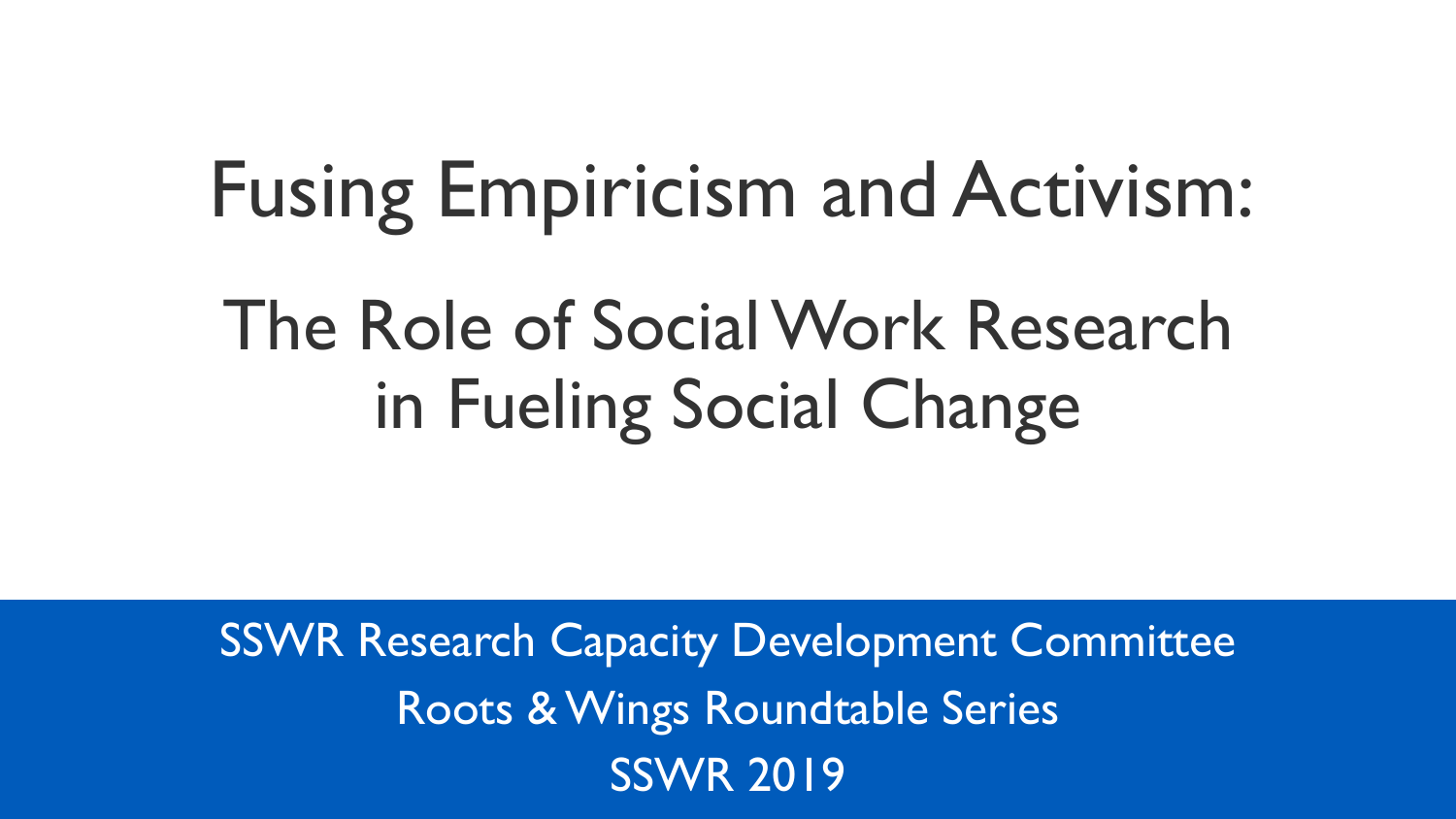# Fusing Empiricism and Activism:

## The Role of Social Work Research in Fueling Social Change

SSWR Research Capacity Development Committee

Roots & Wings Roundtable Series

SSWR 2019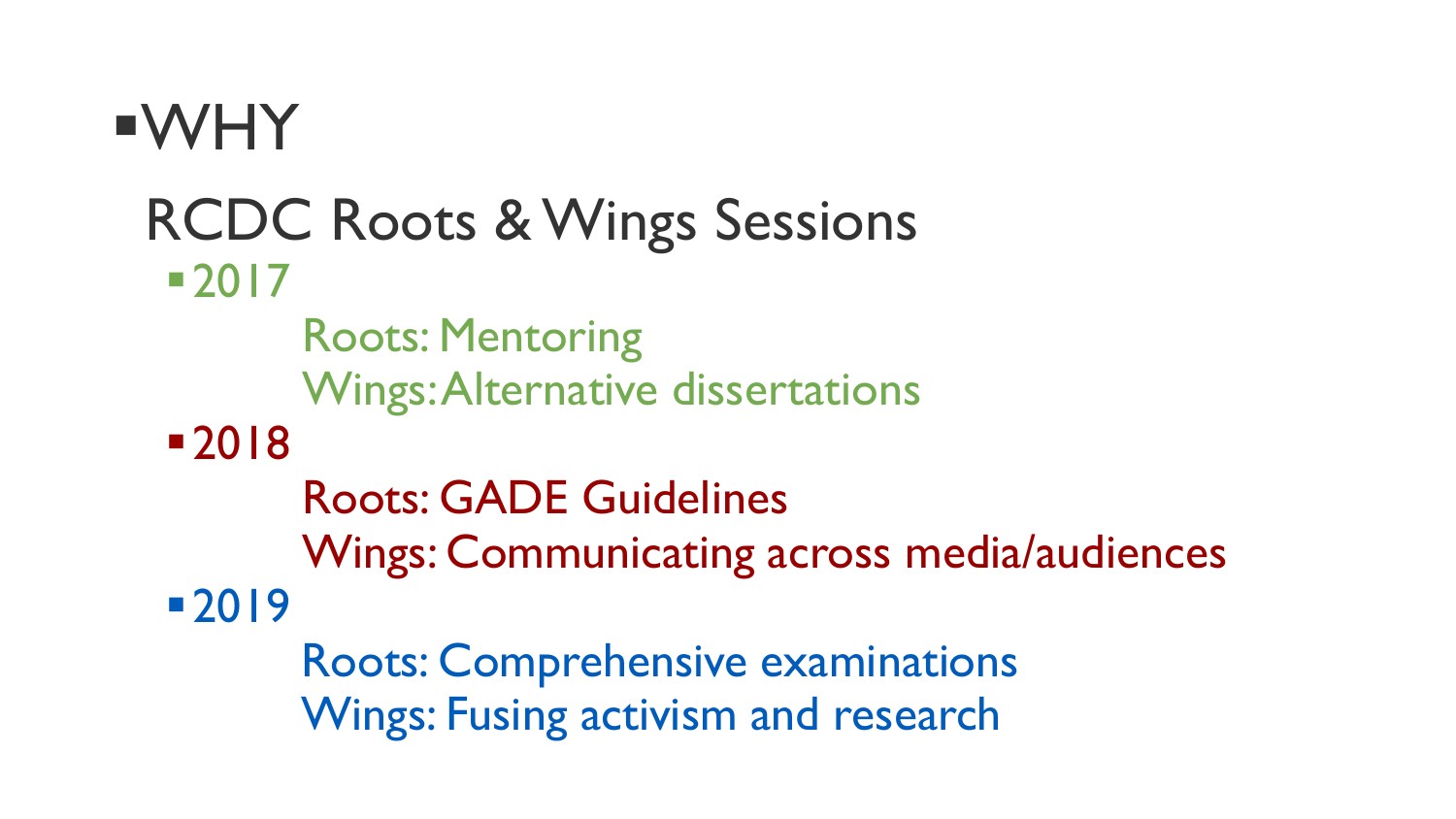- WHY

## RCDC Roots & Wings Sessions

- 2017

  Roots: Mentoring
  Wings: Alternative dissertations

- 2018

  Roots: GADE Guidelines
  Wings: Communicating across media/audiences

- 2019

  Roots: Comprehensive examinations
  Wings: Fusing activism and research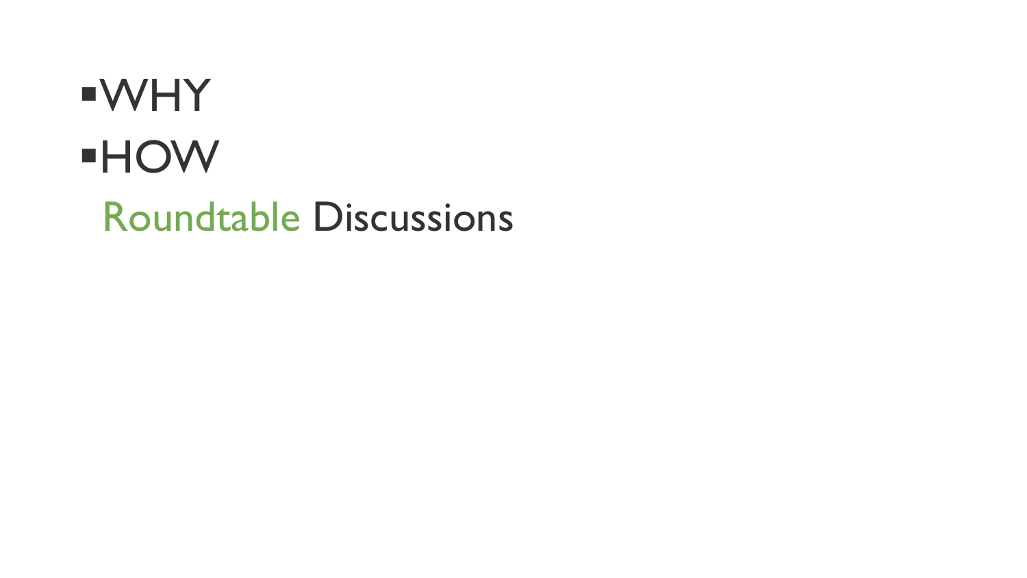- WHY
- HOW

  Roundtable Discussions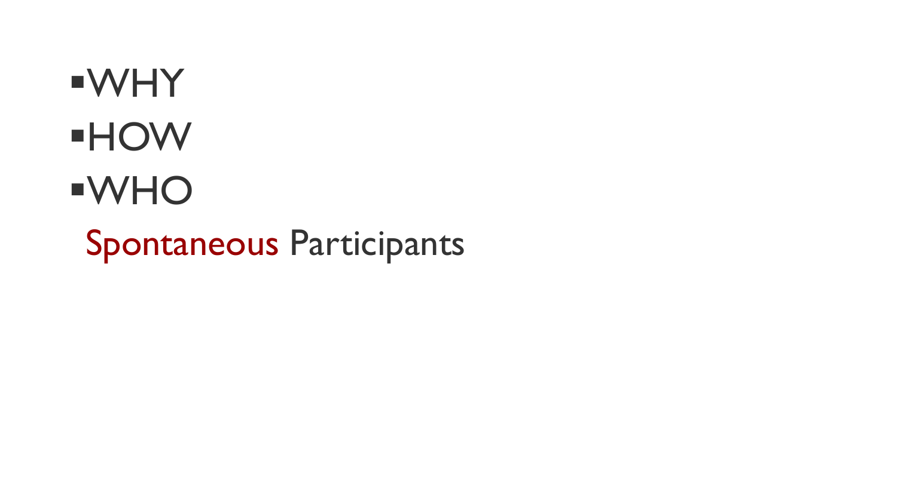- WHY
- HOW
- WHO

Spontaneous Participants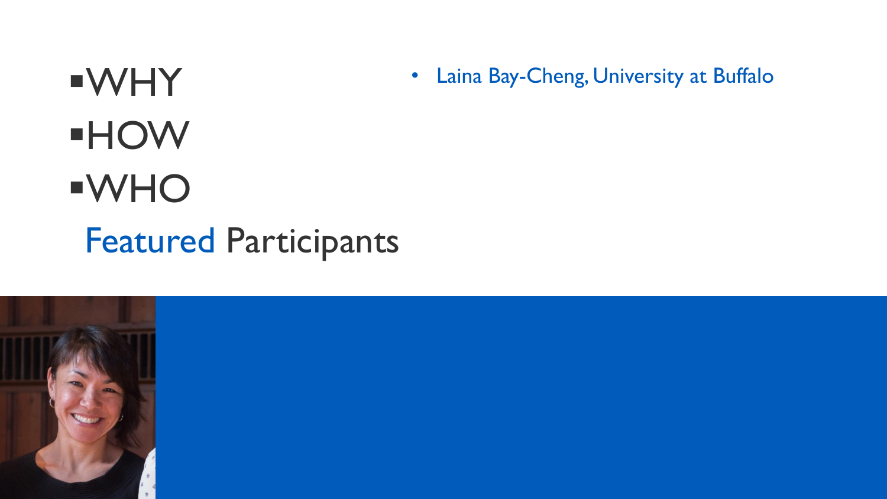- WHY
- HOW
- WHO

## Featured Participants

- Laina Bay-Cheng, University at Buffalo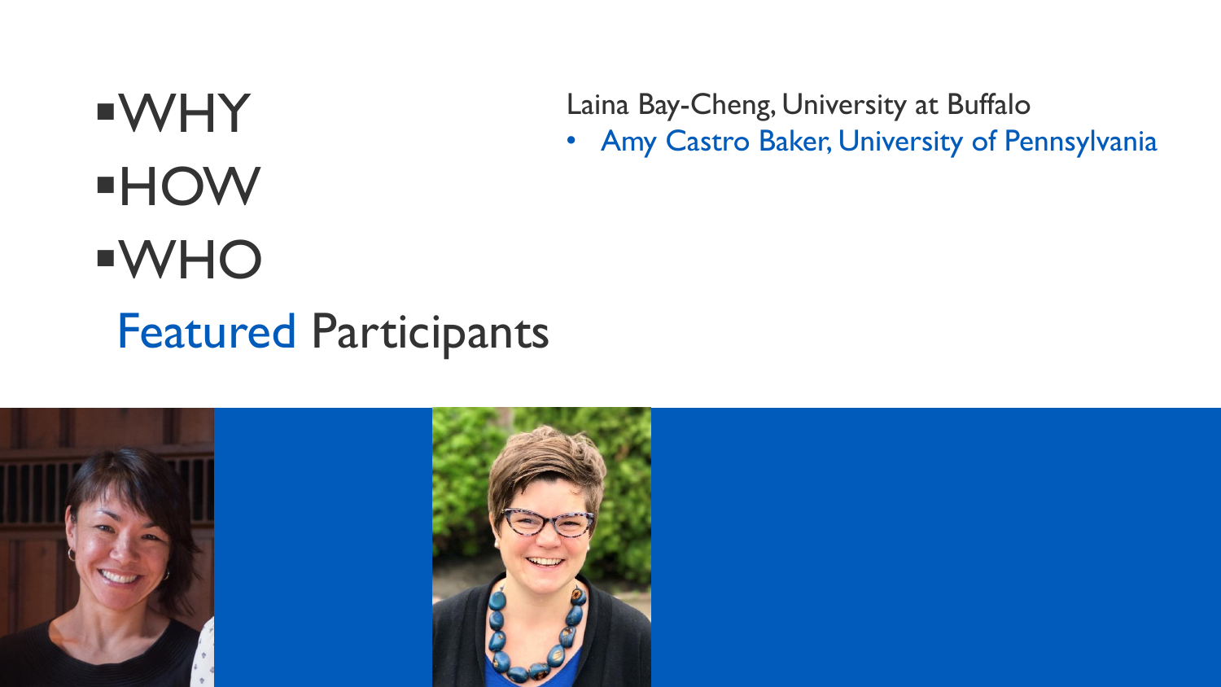- WHY
- HOW
- WHO

## Featured Participants

Laina Bay-Cheng, University at Buffalo

- Amy Castro Baker, University of Pennsylvania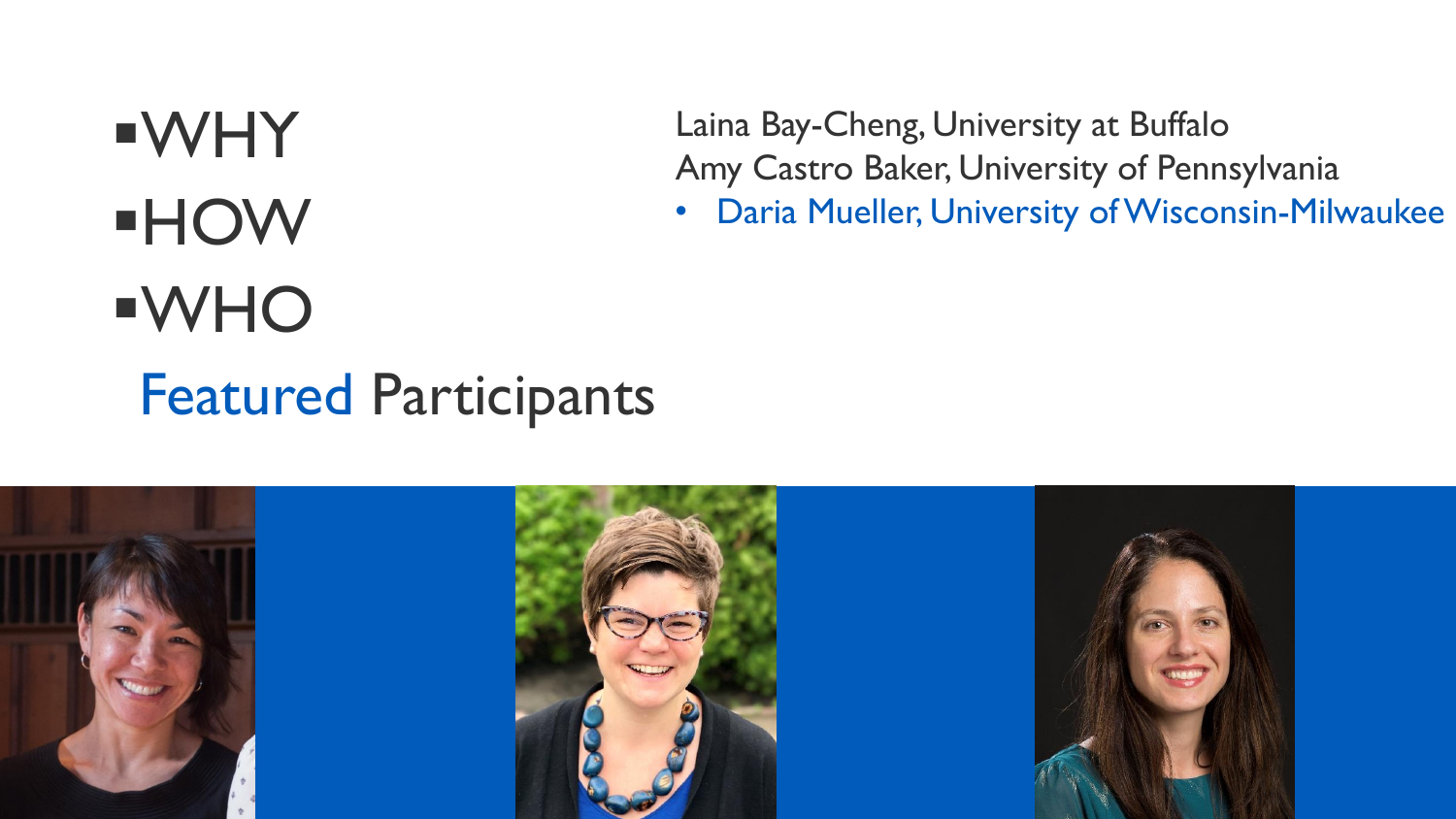- WHY
- HOW
- WHO

## Featured Participants

Laina Bay-Cheng, University at Buffalo
Amy Castro Baker, University of Pennsylvania
- Daria Mueller, University of Wisconsin-Milwaukee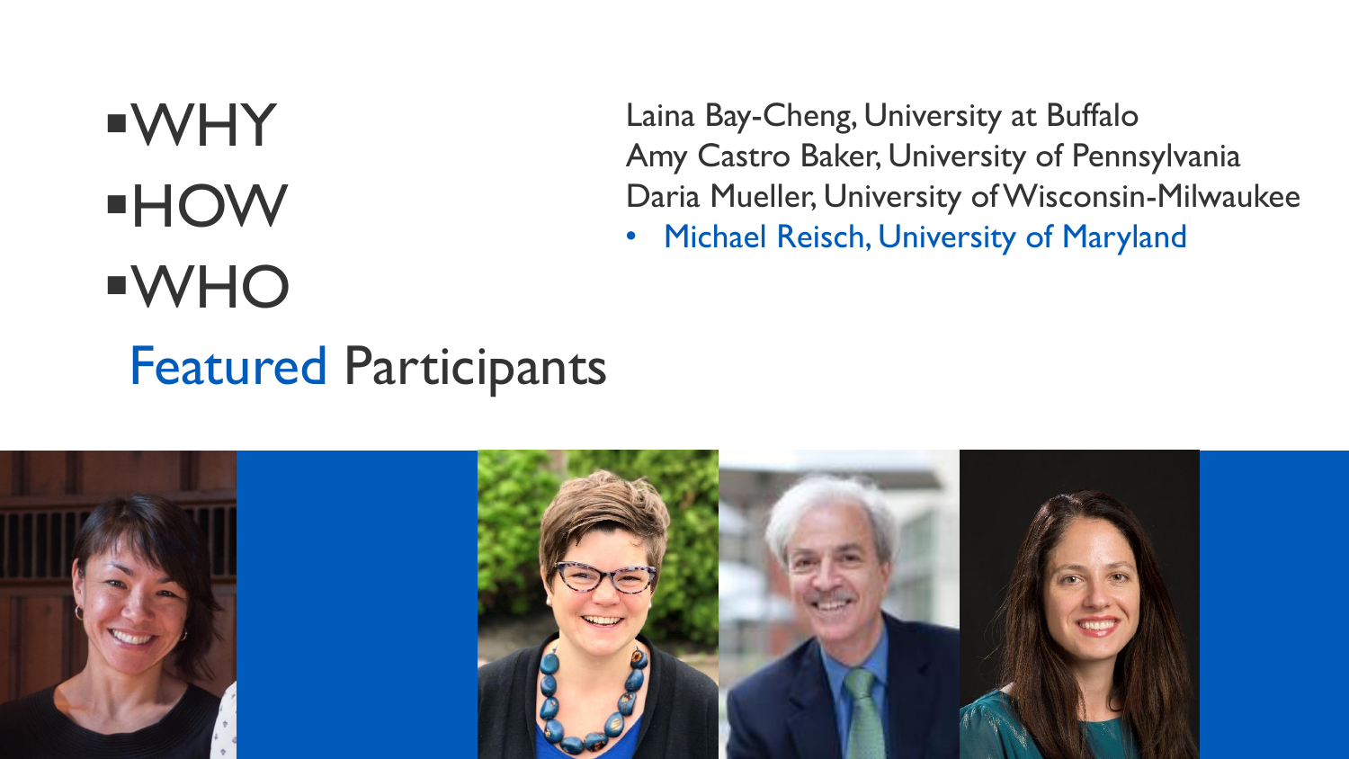- WHY
- HOW
- WHO

# Featured Participants

Laina Bay-Cheng, University at Buffalo
Amy Castro Baker, University of Pennsylvania
Daria Mueller, University of Wisconsin-Milwaukee

- Michael Reisch, University of Maryland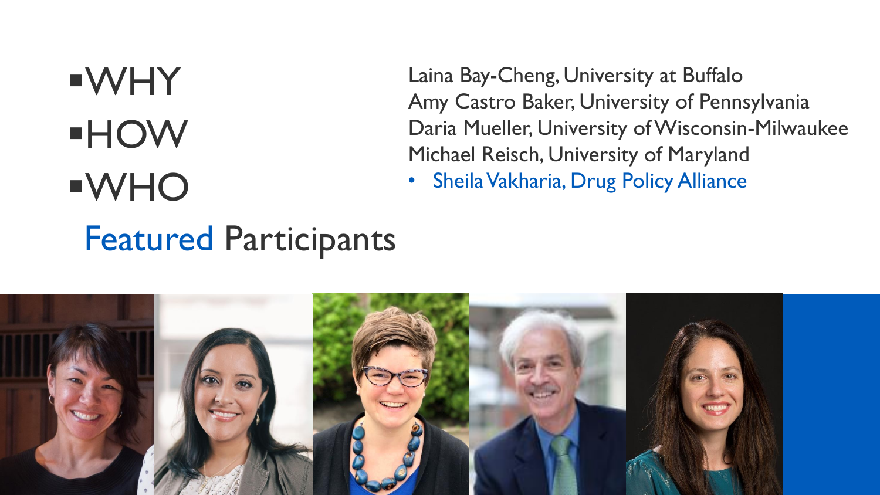- WHY
- HOW
- WHO

## Featured Participants

Laina Bay-Cheng, University at Buffalo
Amy Castro Baker, University of Pennsylvania
Daria Mueller, University of Wisconsin-Milwaukee
Michael Reisch, University of Maryland

- Sheila Vakharia, Drug Policy Alliance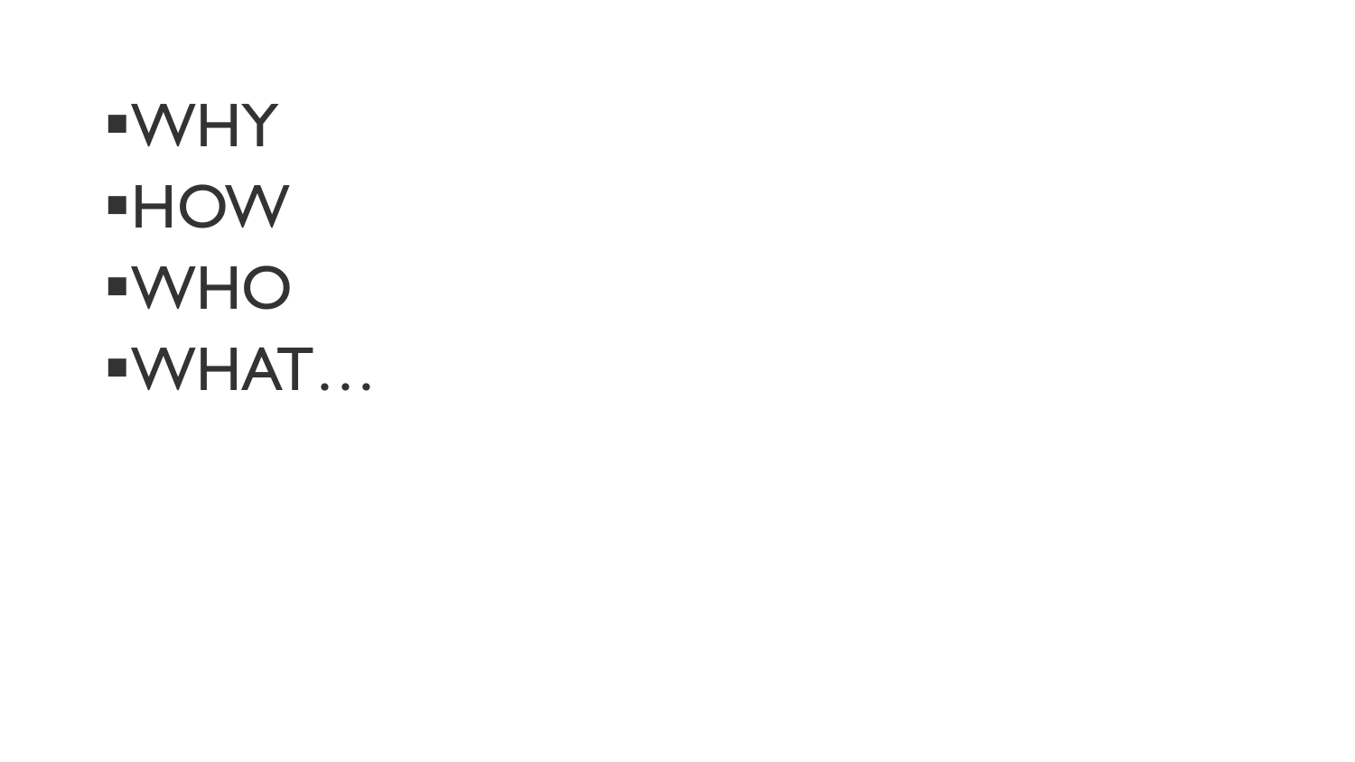- WHY
- HOW
- WHO
- WHAT…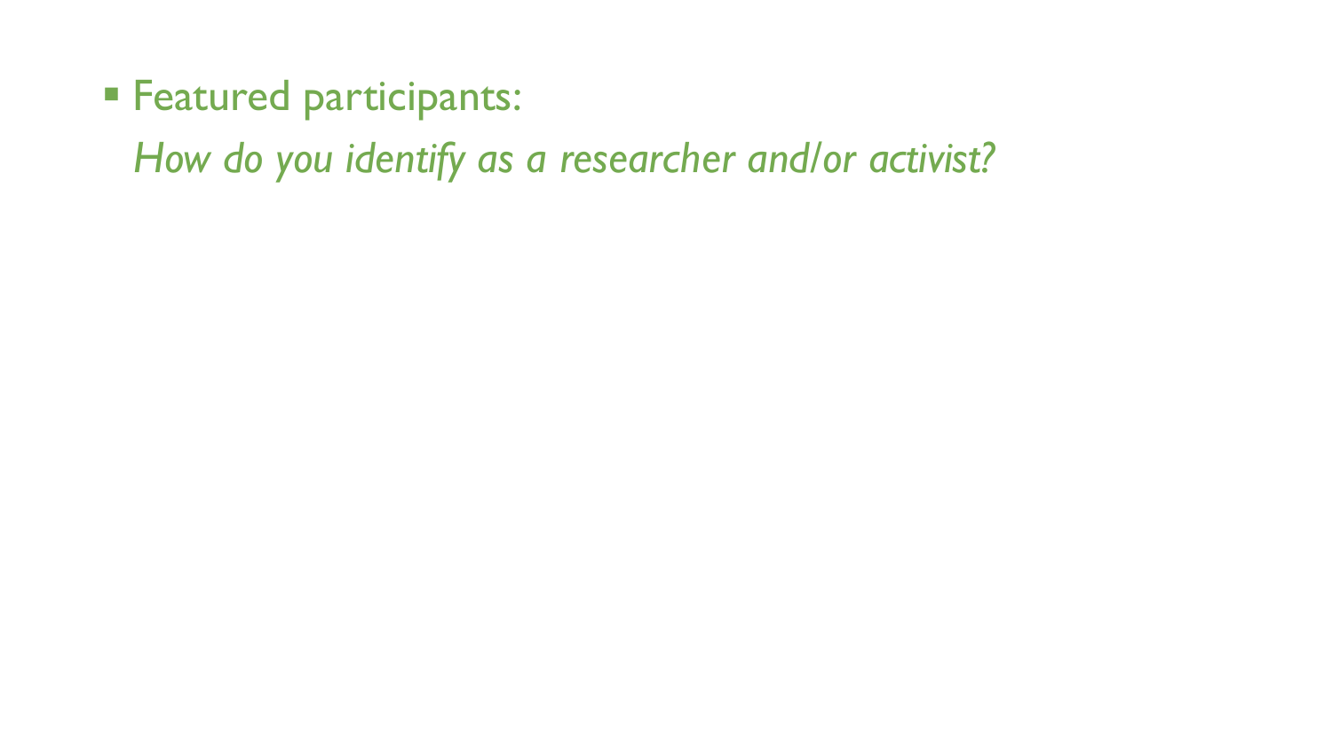- Featured participants:

  *How do you identify as a researcher and/or activist?*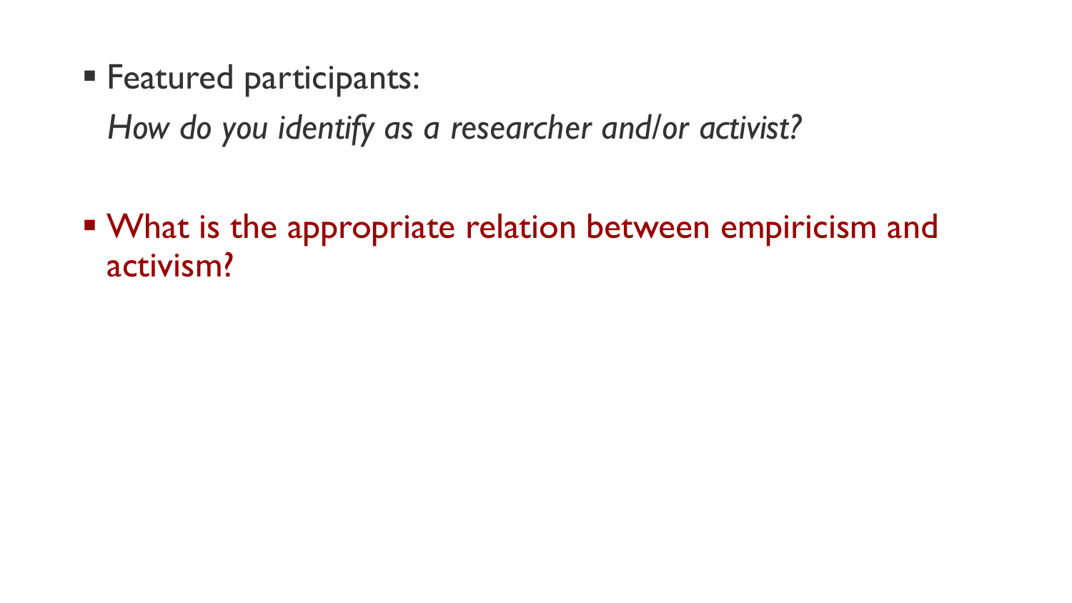- Featured participants:

  *How do you identify as a researcher and/or activist?*

- What is the appropriate relation between empiricism and activism?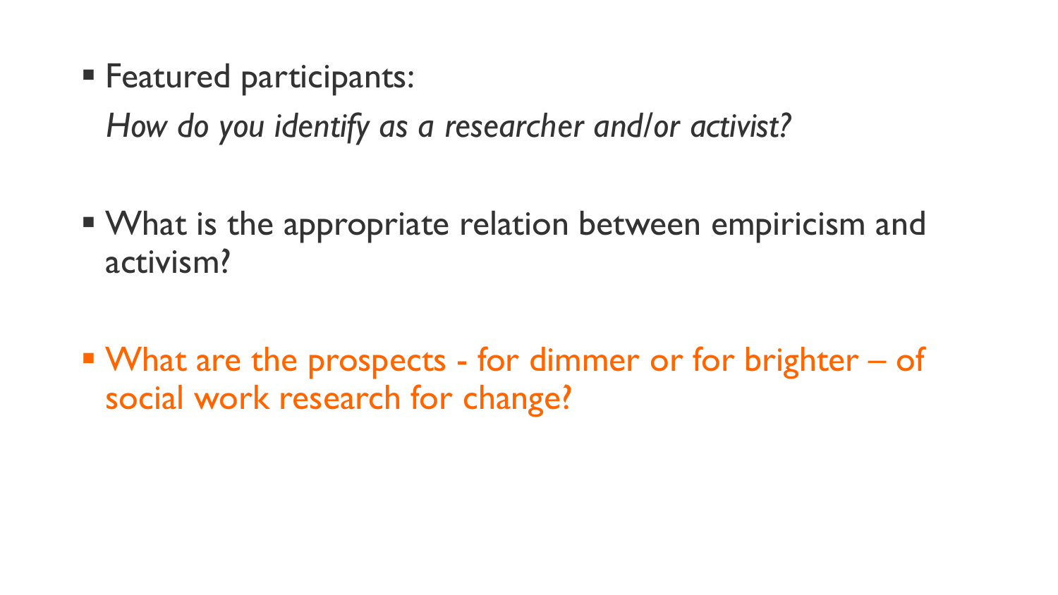- Featured participants:

  *How do you identify as a researcher and/or activist?*

- What is the appropriate relation between empiricism and activism?

- What are the prospects - for dimmer or for brighter – of social work research for change?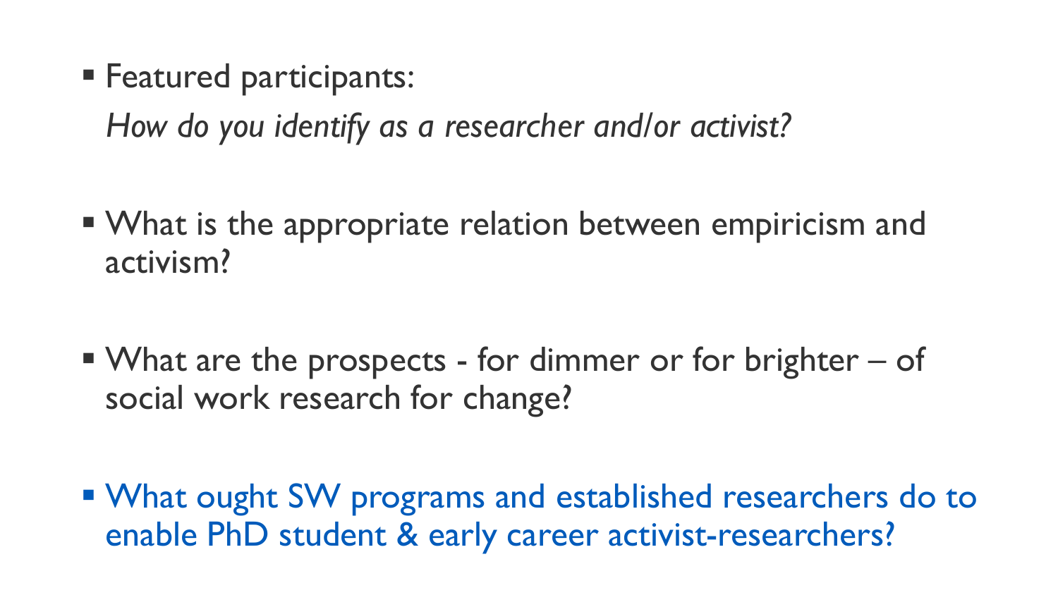- Featured participants:

  *How do you identify as a researcher and/or activist?*

- What is the appropriate relation between empiricism and activism?

- What are the prospects - for dimmer or for brighter – of social work research for change?

- What ought SW programs and established researchers do to enable PhD student & early career activist-researchers?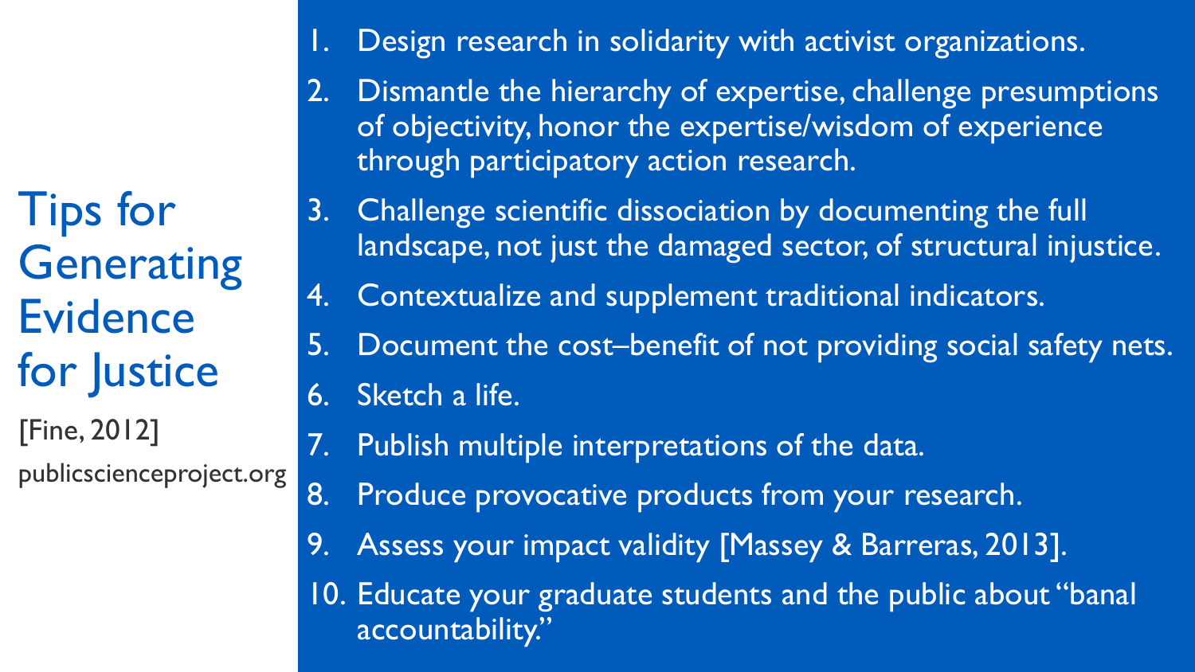# Tips for Generating Evidence for Justice

[Fine, 2012]

publicscienceproject.org

1. Design research in solidarity with activist organizations.
2. Dismantle the hierarchy of expertise, challenge presumptions of objectivity, honor the expertise/wisdom of experience through participatory action research.
3. Challenge scientific dissociation by documenting the full landscape, not just the damaged sector, of structural injustice.
4. Contextualize and supplement traditional indicators.
5. Document the cost–benefit of not providing social safety nets.
6. Sketch a life.
7. Publish multiple interpretations of the data.
8. Produce provocative products from your research.
9. Assess your impact validity [Massey & Barreras, 2013].
10. Educate your graduate students and the public about "banal accountability."